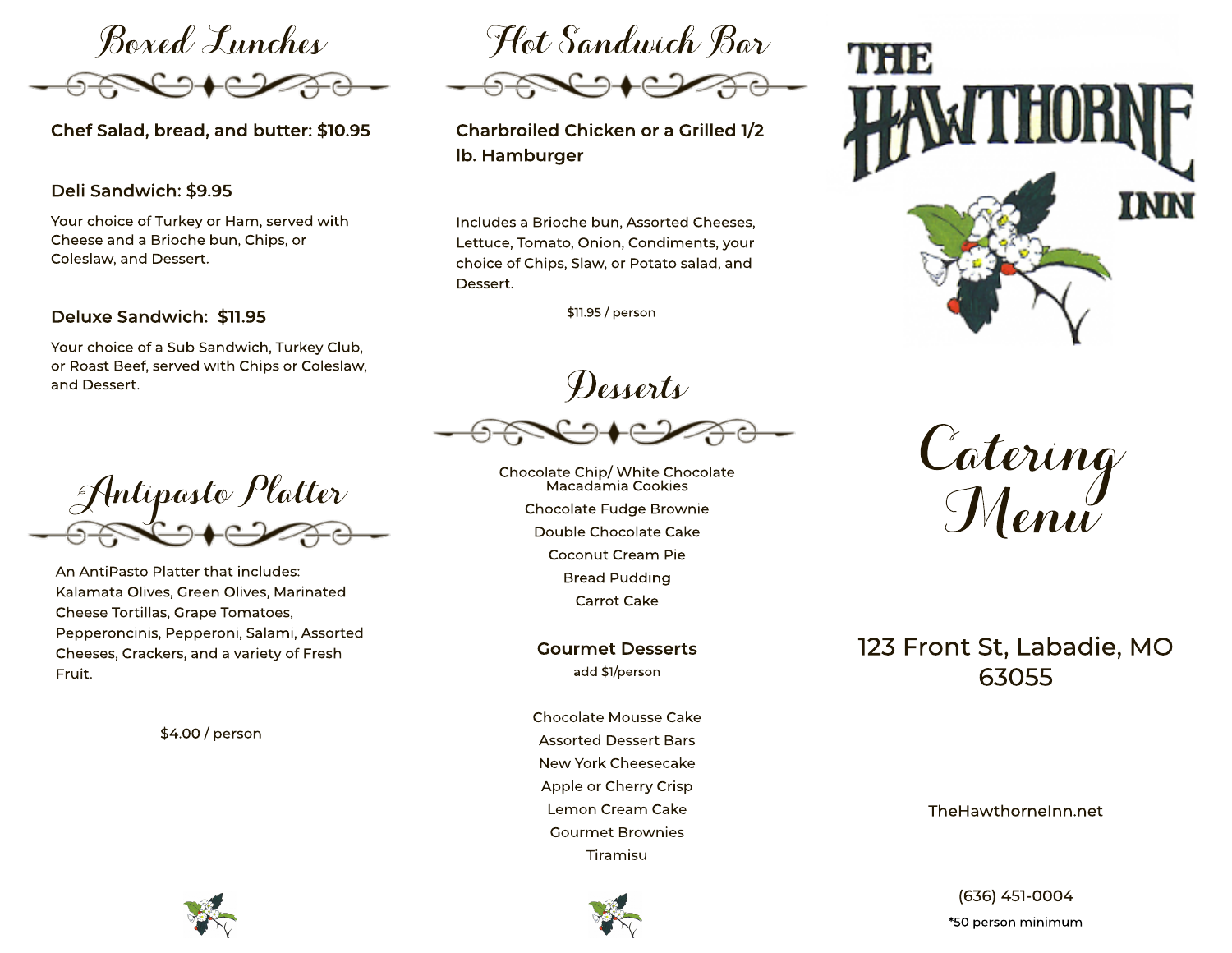## Boxed Lunches

**Chef Salad, bread, and butter: $10.95**

**Deli Sandwich: $9.95**

Your choice of Turkey or Ham, served with Cheese and a Brioche bun, Chips, or Coleslaw, and Dessert.

**Deluxe Sandwich: $11.95**

Your choice of a Sub Sandwich, Turkey Club, or Roast Beef, served with Chips or Coleslaw, and Dessert.

## Antipasto Platter

An AntiPasto Platter that includes: Kalamata Olives, Green Olives, Marinated Cheese Tortillas, Grape Tomatoes, Pepperoncinis, Pepperoni, Salami, Assorted Cheeses, Crackers, and a variety of Fresh Fruit.

$4.00 / person

## Hot Sandwich Bar

**Charbroiled Chicken or a Grilled 1/2 lb. Hamburger**

Includes a Brioche bun, Assorted Cheeses, Lettuce, Tomato, Onion, Condiments, your choice of Chips, Slaw, or Potato salad, and Dessert.

$11.95 / person

## Desserts

Chocolate Chip/ White Chocolate Macadamia Cookies
Chocolate Fudge Brownie
Double Chocolate Cake
Coconut Cream Pie
Bread Pudding
Carrot Cake

**Gourmet Desserts**

add $1/person

Chocolate Mousse Cake
Assorted Dessert Bars
New York Cheesecake
Apple or Cherry Crisp
Lemon Cream Cake
Gourmet Brownies
Tiramisu

# THE HAWTHORNE INN

# Catering Menu

123 Front St, Labadie, MO 63055

TheHawthorneInn.net

(636) 451-0004

*50 person minimum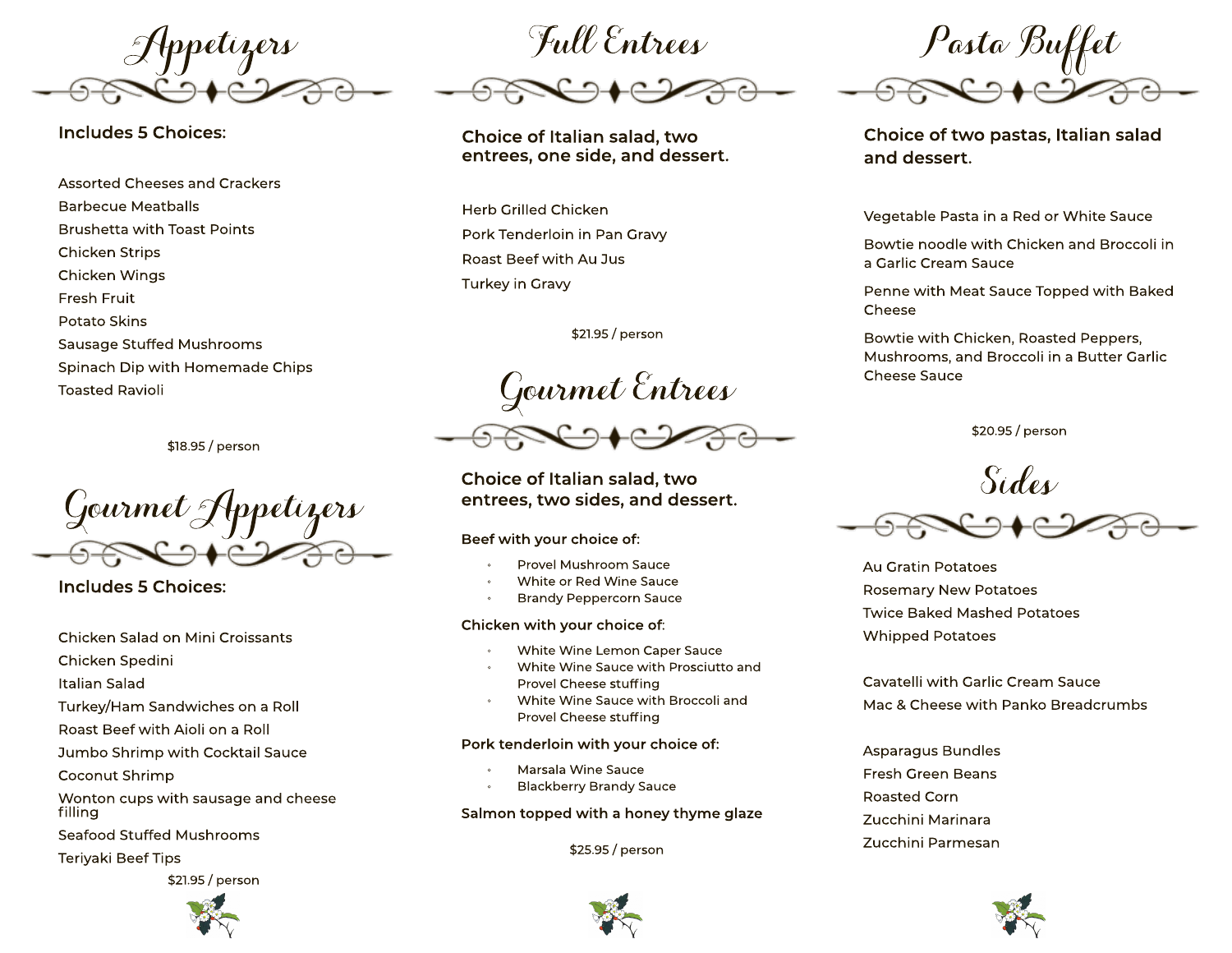# Appetizers

**Includes 5 Choices:**

- Assorted Cheeses and Crackers
- Barbecue Meatballs
- Brushetta with Toast Points
- Chicken Strips
- Chicken Wings
- Fresh Fruit
- Potato Skins
- Sausage Stuffed Mushrooms
- Spinach Dip with Homemade Chips
- Toasted Ravioli

$18.95 / person

# Gourmet Appetizers

**Includes 5 Choices:**

- Chicken Salad on Mini Croissants
- Chicken Spedini
- Italian Salad
- Turkey/Ham Sandwiches on a Roll
- Roast Beef with Aioli on a Roll
- Jumbo Shrimp with Cocktail Sauce
- Coconut Shrimp
- Wonton cups with sausage and cheese filling
- Seafood Stuffed Mushrooms
- Teriyaki Beef Tips

$21.95 / person

# Full Entrees

**Choice of Italian salad, two entrees, one side, and dessert.**

- Herb Grilled Chicken
- Pork Tenderloin in Pan Gravy
- Roast Beef with Au Jus
- Turkey in Gravy

$21.95 / person

# Gourmet Entrees

**Choice of Italian salad, two entrees, two sides, and dessert.**

**Beef with your choice of:**

- Provel Mushroom Sauce
- White or Red Wine Sauce
- Brandy Peppercorn Sauce

**Chicken with your choice of:**

- White Wine Lemon Caper Sauce
- White Wine Sauce with Prosciutto and Provel Cheese stuffing
- White Wine Sauce with Broccoli and Provel Cheese stuffing

**Pork tenderloin with your choice of:**

- Marsala Wine Sauce
- Blackberry Brandy Sauce

**Salmon topped with a honey thyme glaze**

$25.95 / person

# Pasta Buffet

**Choice of two pastas, Italian salad and dessert.**

- Vegetable Pasta in a Red or White Sauce
- Bowtie noodle with Chicken and Broccoli in a Garlic Cream Sauce
- Penne with Meat Sauce Topped with Baked Cheese
- Bowtie with Chicken, Roasted Peppers, Mushrooms, and Broccoli in a Butter Garlic Cheese Sauce

$20.95 / person

# Sides

- Au Gratin Potatoes
- Rosemary New Potatoes
- Twice Baked Mashed Potatoes
- Whipped Potatoes

- Cavatelli with Garlic Cream Sauce
- Mac & Cheese with Panko Breadcrumbs

- Asparagus Bundles
- Fresh Green Beans
- Roasted Corn
- Zucchini Marinara
- Zucchini Parmesan